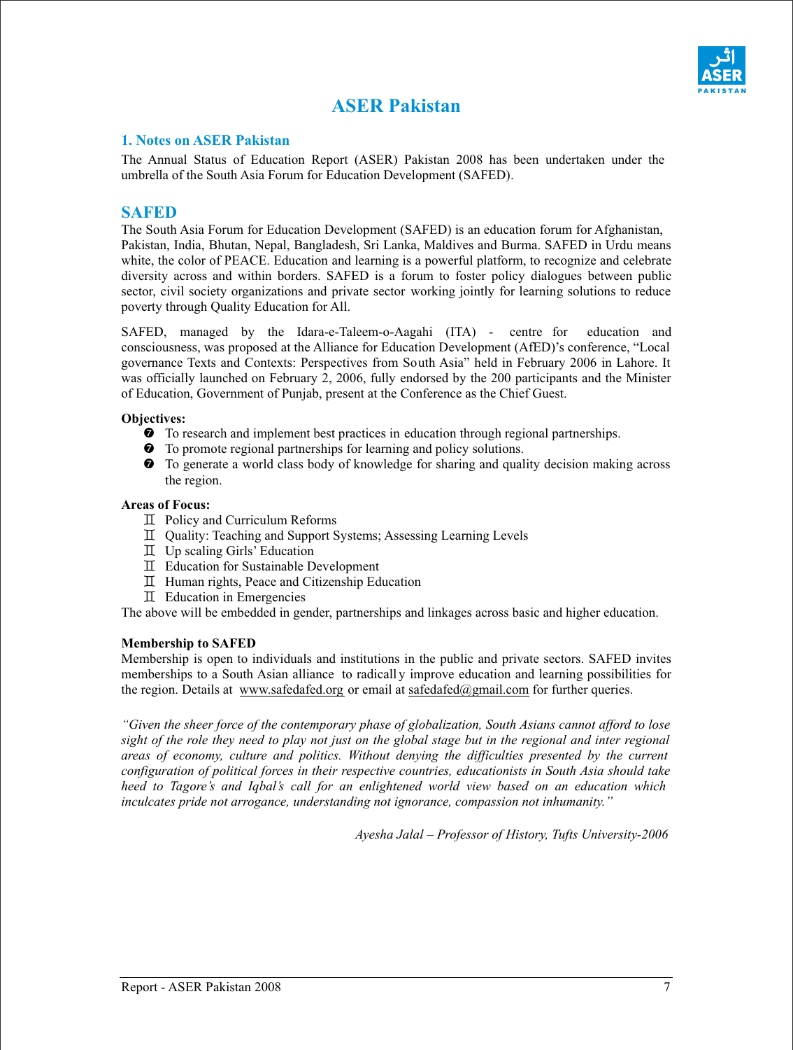# ASER Pakistan

## 1. Notes on ASER Pakistan

The Annual Status of Education Report (ASER) Pakistan 2008 has been undertaken under the umbrella of the South Asia Forum for Education Development (SAFED).

## SAFED

The South Asia Forum for Education Development (SAFED) is an education forum for Afghanistan, Pakistan, India, Bhutan, Nepal, Bangladesh, Sri Lanka, Maldives and Burma. SAFED in Urdu means white, the color of PEACE. Education and learning is a powerful platform, to recognize and celebrate diversity across and within borders. SAFED is a forum to foster policy dialogues between public sector, civil society organizations and private sector working jointly for learning solutions to reduce poverty through Quality Education for All.

SAFED, managed by the Idara-e-Taleem-o-Aagahi (ITA) - centre for education and consciousness, was proposed at the Alliance for Education Development (AfED)'s conference, "Local governance Texts and Contexts: Perspectives from South Asia" held in February 2006 in Lahore. It was officially launched on February 2, 2006, fully endorsed by the 200 participants and the Minister of Education, Government of Punjab, present at the Conference as the Chief Guest.

**Objectives:**

- To research and implement best practices in education through regional partnerships.
- To promote regional partnerships for learning and policy solutions.
- To generate a world class body of knowledge for sharing and quality decision making across the region.

**Areas of Focus:**

- Policy and Curriculum Reforms
- Quality: Teaching and Support Systems; Assessing Learning Levels
- Up scaling Girls' Education
- Education for Sustainable Development
- Human rights, Peace and Citizenship Education
- Education in Emergencies

The above will be embedded in gender, partnerships and linkages across basic and higher education.

**Membership to SAFED**

Membership is open to individuals and institutions in the public and private sectors. SAFED invites memberships to a South Asian alliance to radically improve education and learning possibilities for the region. Details at www.safedafed.org or email at safedafed@gmail.com for further queries.

*"Given the sheer force of the contemporary phase of globalization, South Asians cannot afford to lose sight of the role they need to play not just on the global stage but in the regional and inter regional areas of economy, culture and politics. Without denying the difficulties presented by the current configuration of political forces in their respective countries, educationists in South Asia should take heed to Tagore's and Iqbal's call for an enlightened world view based on an education which inculcates pride not arrogance, understanding not ignorance, compassion not inhumanity."*

*Ayesha Jalal – Professor of History, Tufts University-2006*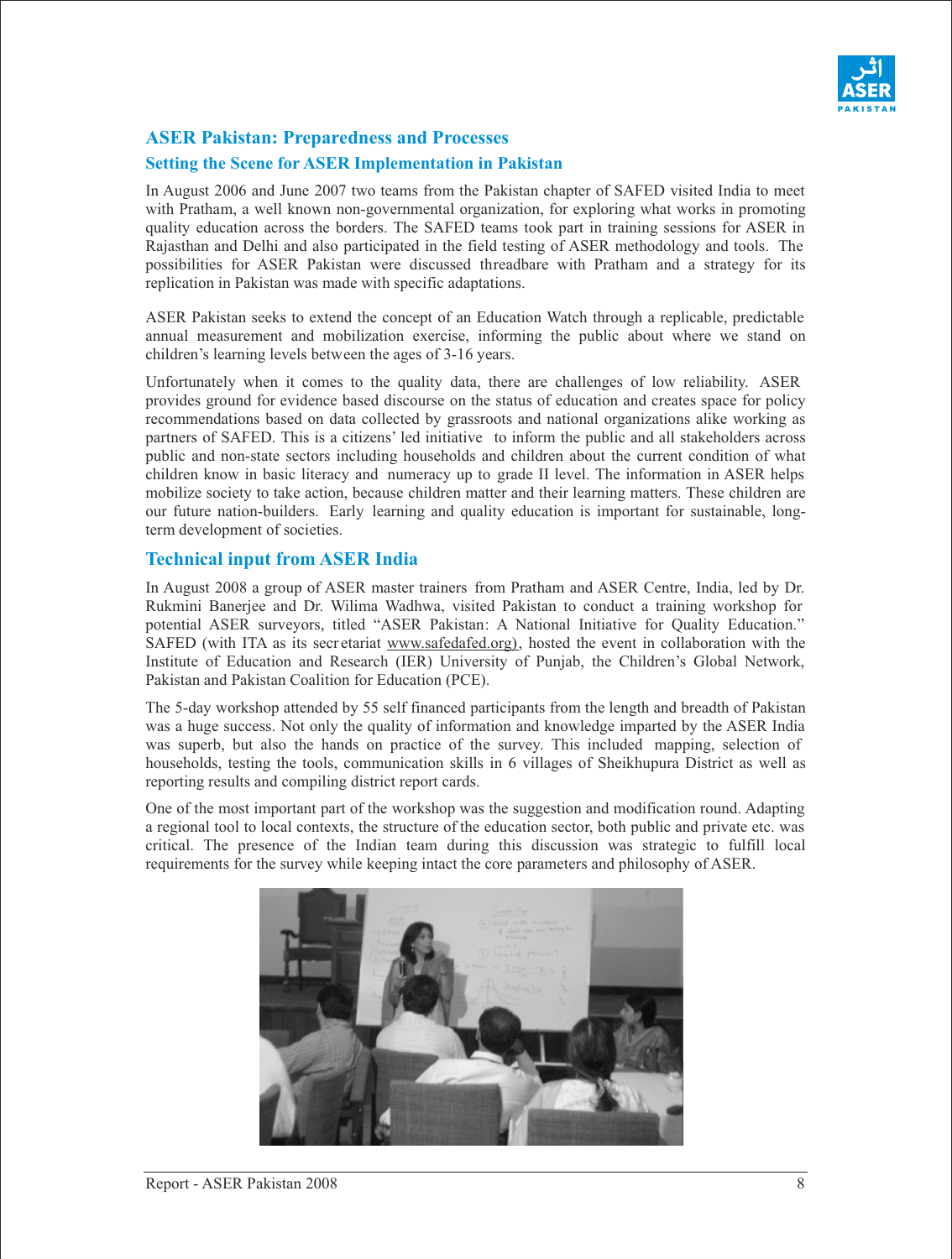## ASER Pakistan: Preparedness and Processes

### Setting the Scene for ASER Implementation in Pakistan

In August 2006 and June 2007 two teams from the Pakistan chapter of SAFED visited India to meet with Pratham, a well known non-governmental organization, for exploring what works in promoting quality education across the borders. The SAFED teams took part in training sessions for ASER in Rajasthan and Delhi and also participated in the field testing of ASER methodology and tools. The possibilities for ASER Pakistan were discussed threadbare with Pratham and a strategy for its replication in Pakistan was made with specific adaptations.

ASER Pakistan seeks to extend the concept of an Education Watch through a replicable, predictable annual measurement and mobilization exercise, informing the public about where we stand on children's learning levels between the ages of 3-16 years.

Unfortunately when it comes to the quality data, there are challenges of low reliability. ASER provides ground for evidence based discourse on the status of education and creates space for policy recommendations based on data collected by grassroots and national organizations alike working as partners of SAFED. This is a citizens' led initiative to inform the public and all stakeholders across public and non-state sectors including households and children about the current condition of what children know in basic literacy and numeracy up to grade II level. The information in ASER helps mobilize society to take action, because children matter and their learning matters. These children are our future nation-builders. Early learning and quality education is important for sustainable, long-term development of societies.

## Technical input from ASER India

In August 2008 a group of ASER master trainers from Pratham and ASER Centre, India, led by Dr. Rukmini Banerjee and Dr. Wilima Wadhwa, visited Pakistan to conduct a training workshop for potential ASER surveyors, titled "ASER Pakistan: A National Initiative for Quality Education." SAFED (with ITA as its secretariat www.safedafed.org), hosted the event in collaboration with the Institute of Education and Research (IER) University of Punjab, the Children's Global Network, Pakistan and Pakistan Coalition for Education (PCE).

The 5-day workshop attended by 55 self financed participants from the length and breadth of Pakistan was a huge success. Not only the quality of information and knowledge imparted by the ASER India was superb, but also the hands on practice of the survey. This included mapping, selection of households, testing the tools, communication skills in 6 villages of Sheikhupura District as well as reporting results and compiling district report cards.

One of the most important part of the workshop was the suggestion and modification round. Adapting a regional tool to local contexts, the structure of the education sector, both public and private etc. was critical. The presence of the Indian team during this discussion was strategic to fulfill local requirements for the survey while keeping intact the core parameters and philosophy of ASER.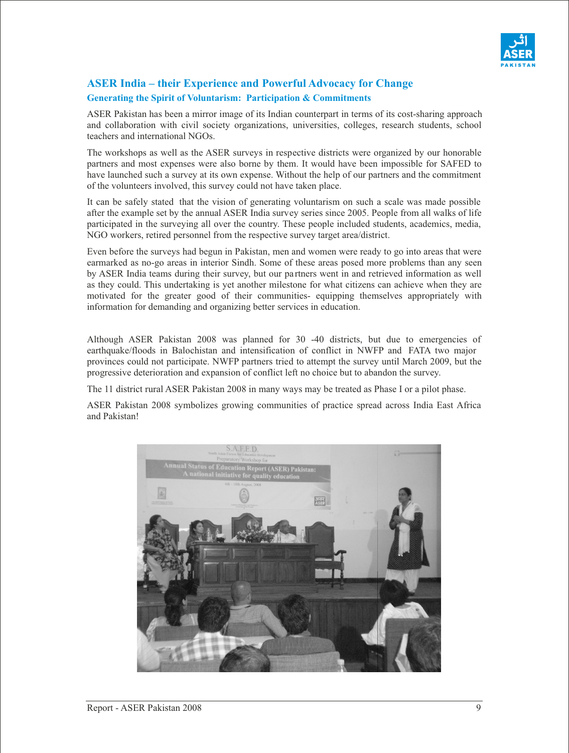## ASER India – their Experience and Powerful Advocacy for Change

### Generating the Spirit of Voluntarism: Participation & Commitments

ASER Pakistan has been a mirror image of its Indian counterpart in terms of its cost-sharing approach and collaboration with civil society organizations, universities, colleges, research students, school teachers and international NGOs.

The workshops as well as the ASER surveys in respective districts were organized by our honorable partners and most expenses were also borne by them. It would have been impossible for SAFED to have launched such a survey at its own expense. Without the help of our partners and the commitment of the volunteers involved, this survey could not have taken place.

It can be safely stated that the vision of generating voluntarism on such a scale was made possible after the example set by the annual ASER India survey series since 2005. People from all walks of life participated in the surveying all over the country. These people included students, academics, media, NGO workers, retired personnel from the respective survey target area/district.

Even before the surveys had begun in Pakistan, men and women were ready to go into areas that were earmarked as no-go areas in interior Sindh. Some of these areas posed more problems than any seen by ASER India teams during their survey, but our partners went in and retrieved information as well as they could. This undertaking is yet another milestone for what citizens can achieve when they are motivated for the greater good of their communities- equipping themselves appropriately with information for demanding and organizing better services in education.

Although ASER Pakistan 2008 was planned for 30 -40 districts, but due to emergencies of earthquake/floods in Balochistan and intensification of conflict in NWFP and FATA two major provinces could not participate. NWFP partners tried to attempt the survey until March 2009, but the progressive deterioration and expansion of conflict left no choice but to abandon the survey.

The 11 district rural ASER Pakistan 2008 in many ways may be treated as Phase I or a pilot phase.

ASER Pakistan 2008 symbolizes growing communities of practice spread across India East Africa and Pakistan!